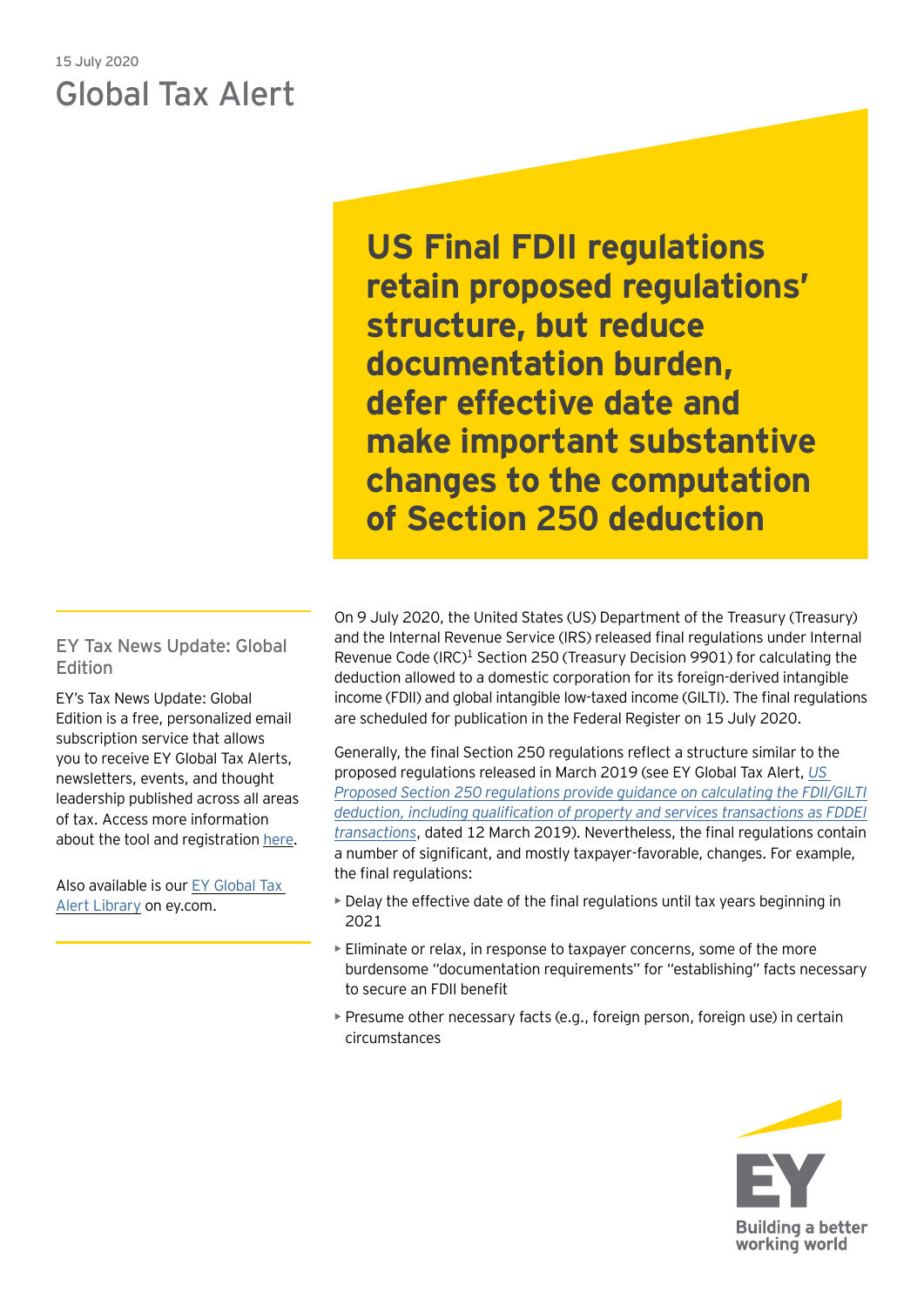15 July 2020

# Global Tax Alert

# US Final FDII regulations retain proposed regulations' structure, but reduce documentation burden, defer effective date and make important substantive changes to the computation of Section 250 deduction

### EY Tax News Update: Global Edition

EY's Tax News Update: Global Edition is a free, personalized email subscription service that allows you to receive EY Global Tax Alerts, newsletters, events, and thought leadership published across all areas of tax. Access more information about the tool and registration here.

Also available is our EY Global Tax Alert Library on ey.com.

On 9 July 2020, the United States (US) Department of the Treasury (Treasury) and the Internal Revenue Service (IRS) released final regulations under Internal Revenue Code (IRC)[1] Section 250 (Treasury Decision 9901) for calculating the deduction allowed to a domestic corporation for its foreign-derived intangible income (FDII) and global intangible low-taxed income (GILTI). The final regulations are scheduled for publication in the Federal Register on 15 July 2020.

Generally, the final Section 250 regulations reflect a structure similar to the proposed regulations released in March 2019 (see EY Global Tax Alert, *US Proposed Section 250 regulations provide guidance on calculating the FDII/GILTI deduction, including qualification of property and services transactions as FDDEI transactions*, dated 12 March 2019). Nevertheless, the final regulations contain a number of significant, and mostly taxpayer-favorable, changes. For example, the final regulations:

- Delay the effective date of the final regulations until tax years beginning in 2021
- Eliminate or relax, in response to taxpayer concerns, some of the more burdensome "documentation requirements" for "establishing" facts necessary to secure an FDII benefit
- Presume other necessary facts (e.g., foreign person, foreign use) in certain circumstances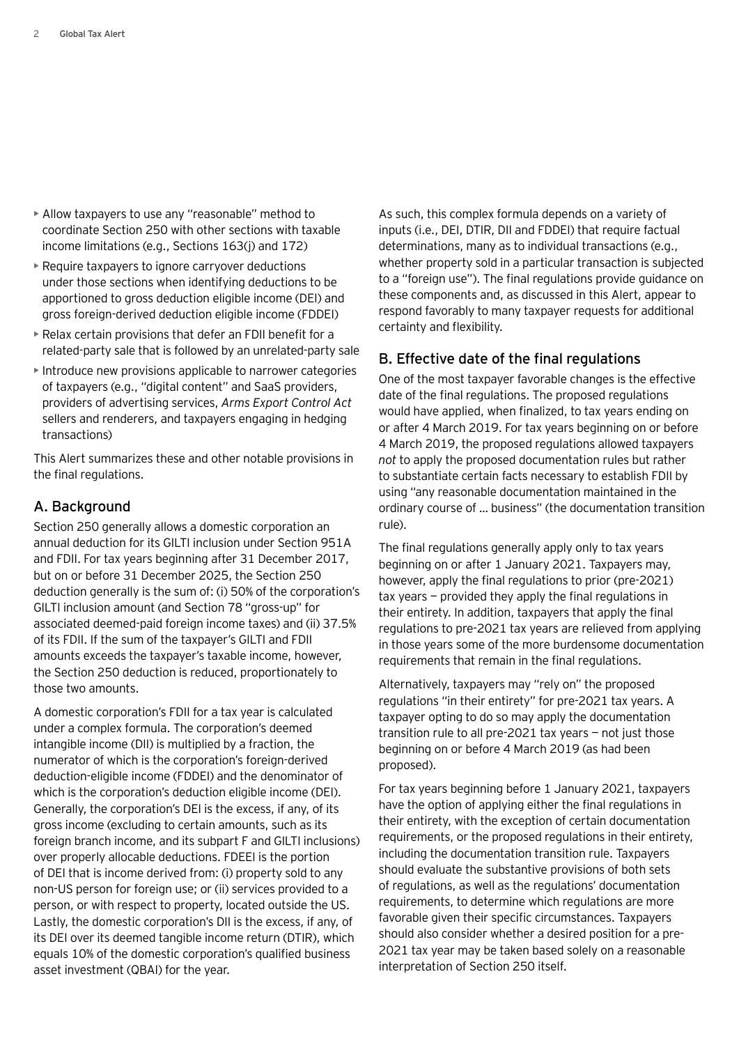- Allow taxpayers to use any "reasonable" method to coordinate Section 250 with other sections with taxable income limitations (e.g., Sections 163(j) and 172)
- Require taxpayers to ignore carryover deductions under those sections when identifying deductions to be apportioned to gross deduction eligible income (DEI) and gross foreign-derived deduction eligible income (FDDEI)
- Relax certain provisions that defer an FDII benefit for a related-party sale that is followed by an unrelated-party sale
- Introduce new provisions applicable to narrower categories of taxpayers (e.g., "digital content" and SaaS providers, providers of advertising services, *Arms Export Control Act* sellers and renderers, and taxpayers engaging in hedging transactions)

This Alert summarizes these and other notable provisions in the final regulations.

## A. Background

Section 250 generally allows a domestic corporation an annual deduction for its GILTI inclusion under Section 951A and FDII. For tax years beginning after 31 December 2017, but on or before 31 December 2025, the Section 250 deduction generally is the sum of: (i) 50% of the corporation's GILTI inclusion amount (and Section 78 "gross-up" for associated deemed-paid foreign income taxes) and (ii) 37.5% of its FDII. If the sum of the taxpayer's GILTI and FDII amounts exceeds the taxpayer's taxable income, however, the Section 250 deduction is reduced, proportionately to those two amounts.

A domestic corporation's FDII for a tax year is calculated under a complex formula. The corporation's deemed intangible income (DII) is multiplied by a fraction, the numerator of which is the corporation's foreign-derived deduction-eligible income (FDDEI) and the denominator of which is the corporation's deduction eligible income (DEI). Generally, the corporation's DEI is the excess, if any, of its gross income (excluding to certain amounts, such as its foreign branch income, and its subpart F and GILTI inclusions) over properly allocable deductions. FDEEI is the portion of DEI that is income derived from: (i) property sold to any non-US person for foreign use; or (ii) services provided to a person, or with respect to property, located outside the US. Lastly, the domestic corporation's DII is the excess, if any, of its DEI over its deemed tangible income return (DTIR), which equals 10% of the domestic corporation's qualified business asset investment (QBAI) for the year.

As such, this complex formula depends on a variety of inputs (i.e., DEI, DTIR, DII and FDDEI) that require factual determinations, many as to individual transactions (e.g., whether property sold in a particular transaction is subjected to a "foreign use"). The final regulations provide guidance on these components and, as discussed in this Alert, appear to respond favorably to many taxpayer requests for additional certainty and flexibility.

## B. Effective date of the final regulations

One of the most taxpayer favorable changes is the effective date of the final regulations. The proposed regulations would have applied, when finalized, to tax years ending on or after 4 March 2019. For tax years beginning on or before 4 March 2019, the proposed regulations allowed taxpayers *not* to apply the proposed documentation rules but rather to substantiate certain facts necessary to establish FDII by using "any reasonable documentation maintained in the ordinary course of … business" (the documentation transition rule).

The final regulations generally apply only to tax years beginning on or after 1 January 2021. Taxpayers may, however, apply the final regulations to prior (pre-2021) tax years — provided they apply the final regulations in their entirety. In addition, taxpayers that apply the final regulations to pre-2021 tax years are relieved from applying in those years some of the more burdensome documentation requirements that remain in the final regulations.

Alternatively, taxpayers may "rely on" the proposed regulations "in their entirety" for pre-2021 tax years. A taxpayer opting to do so may apply the documentation transition rule to all pre-2021 tax years — not just those beginning on or before 4 March 2019 (as had been proposed).

For tax years beginning before 1 January 2021, taxpayers have the option of applying either the final regulations in their entirety, with the exception of certain documentation requirements, or the proposed regulations in their entirety, including the documentation transition rule. Taxpayers should evaluate the substantive provisions of both sets of regulations, as well as the regulations' documentation requirements, to determine which regulations are more favorable given their specific circumstances. Taxpayers should also consider whether a desired position for a pre-2021 tax year may be taken based solely on a reasonable interpretation of Section 250 itself.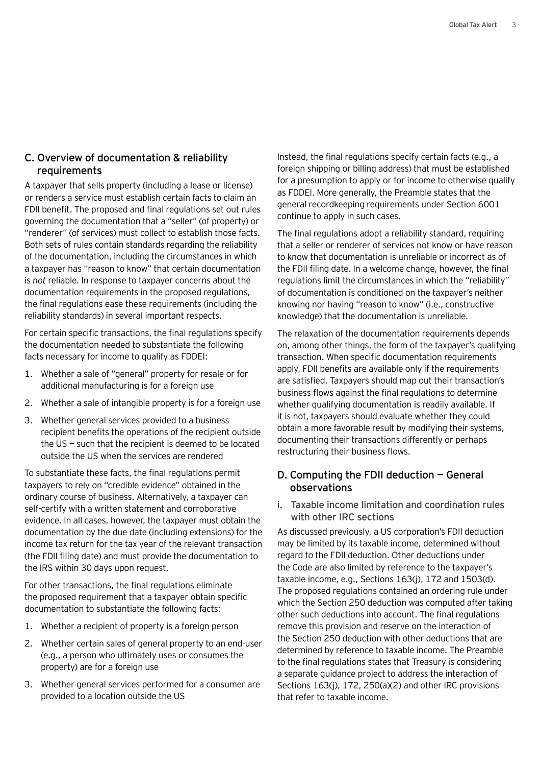## C. Overview of documentation & reliability requirements

A taxpayer that sells property (including a lease or license) or renders a service must establish certain facts to claim an FDII benefit. The proposed and final regulations set out rules governing the documentation that a "seller" (of property) or "renderer" (of services) must collect to establish those facts. Both sets of rules contain standards regarding the reliability of the documentation, including the circumstances in which a taxpayer has "reason to know" that certain documentation is *not* reliable. In response to taxpayer concerns about the documentation requirements in the proposed regulations, the final regulations ease these requirements (including the reliability standards) in several important respects.

For certain specific transactions, the final regulations specify the documentation needed to substantiate the following facts necessary for income to qualify as FDDEI:

1. Whether a sale of "general" property for resale or for additional manufacturing is for a foreign use
2. Whether a sale of intangible property is for a foreign use
3. Whether general services provided to a business recipient benefits the operations of the recipient outside the US — such that the recipient is deemed to be located outside the US when the services are rendered

To substantiate these facts, the final regulations permit taxpayers to rely on "credible evidence" obtained in the ordinary course of business. Alternatively, a taxpayer can self-certify with a written statement and corroborative evidence. In all cases, however, the taxpayer must obtain the documentation by the due date (including extensions) for the income tax return for the tax year of the relevant transaction (the FDII filing date) and must provide the documentation to the IRS within 30 days upon request.

For other transactions, the final regulations eliminate the proposed requirement that a taxpayer obtain specific documentation to substantiate the following facts:

1. Whether a recipient of property is a foreign person
2. Whether certain sales of general property to an end-user (e.g., a person who ultimately uses or consumes the property) are for a foreign use
3. Whether general services performed for a consumer are provided to a location outside the US

Instead, the final regulations specify certain facts (e.g., a foreign shipping or billing address) that must be established for a presumption to apply or for income to otherwise qualify as FDDEI. More generally, the Preamble states that the general recordkeeping requirements under Section 6001 continue to apply in such cases.

The final regulations adopt a reliability standard, requiring that a seller or renderer of services not know or have reason to know that documentation is unreliable or incorrect as of the FDII filing date. In a welcome change, however, the final regulations limit the circumstances in which the "reliability" of documentation is conditioned on the taxpayer's neither knowing nor having "reason to know" (i.e., constructive knowledge) that the documentation is unreliable.

The relaxation of the documentation requirements depends on, among other things, the form of the taxpayer's qualifying transaction. When specific documentation requirements apply, FDII benefits are available only if the requirements are satisfied. Taxpayers should map out their transaction's business flows against the final regulations to determine whether qualifying documentation is readily available. If it is not, taxpayers should evaluate whether they could obtain a more favorable result by modifying their systems, documenting their transactions differently or perhaps restructuring their business flows.

## D. Computing the FDII deduction — General observations

### i. Taxable income limitation and coordination rules with other IRC sections

As discussed previously, a US corporation's FDII deduction may be limited by its taxable income, determined without regard to the FDII deduction. Other deductions under the Code are also limited by reference to the taxpayer's taxable income, e.g., Sections 163(j), 172 and 1503(d). The proposed regulations contained an ordering rule under which the Section 250 deduction was computed after taking other such deductions into account. The final regulations remove this provision and reserve on the interaction of the Section 250 deduction with other deductions that are determined by reference to taxable income. The Preamble to the final regulations states that Treasury is considering a separate guidance project to address the interaction of Sections 163(j), 172, 250(a)(2) and other IRC provisions that refer to taxable income.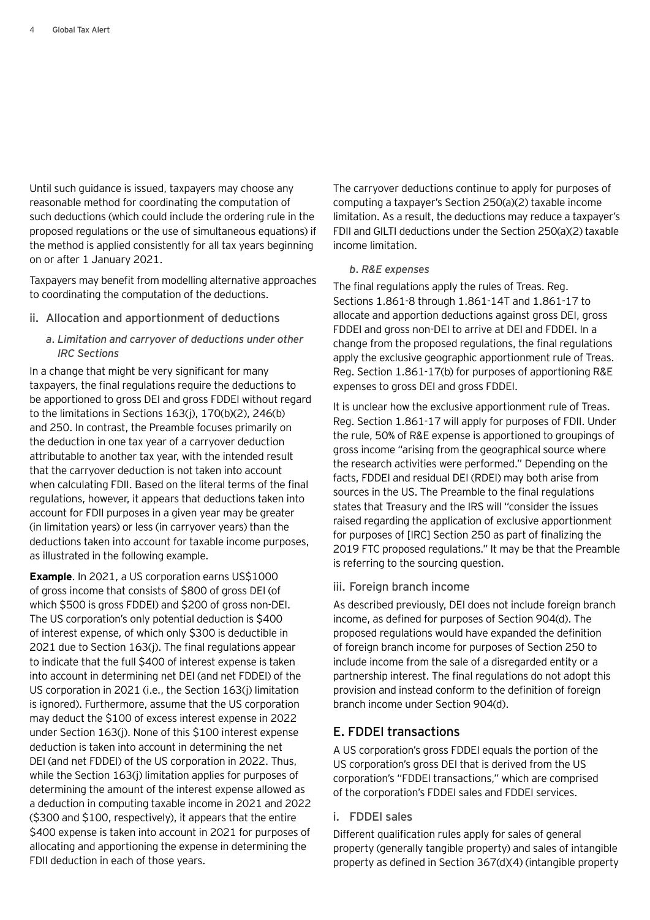Until such guidance is issued, taxpayers may choose any reasonable method for coordinating the computation of such deductions (which could include the ordering rule in the proposed regulations or the use of simultaneous equations) if the method is applied consistently for all tax years beginning on or after 1 January 2021.

Taxpayers may benefit from modelling alternative approaches to coordinating the computation of the deductions.

### ii. Allocation and apportionment of deductions

#### *a. Limitation and carryover of deductions under other IRC Sections*

In a change that might be very significant for many taxpayers, the final regulations require the deductions to be apportioned to gross DEI and gross FDDEI without regard to the limitations in Sections 163(j), 170(b)(2), 246(b) and 250. In contrast, the Preamble focuses primarily on the deduction in one tax year of a carryover deduction attributable to another tax year, with the intended result that the carryover deduction is not taken into account when calculating FDII. Based on the literal terms of the final regulations, however, it appears that deductions taken into account for FDII purposes in a given year may be greater (in limitation years) or less (in carryover years) than the deductions taken into account for taxable income purposes, as illustrated in the following example.

**Example**. In 2021, a US corporation earns US$1000 of gross income that consists of $800 of gross DEI (of which $500 is gross FDDEI) and $200 of gross non-DEI. The US corporation's only potential deduction is $400 of interest expense, of which only $300 is deductible in 2021 due to Section 163(j). The final regulations appear to indicate that the full $400 of interest expense is taken into account in determining net DEI (and net FDDEI) of the US corporation in 2021 (i.e., the Section 163(j) limitation is ignored). Furthermore, assume that the US corporation may deduct the $100 of excess interest expense in 2022 under Section 163(j). None of this $100 interest expense deduction is taken into account in determining the net DEI (and net FDDEI) of the US corporation in 2022. Thus, while the Section 163(j) limitation applies for purposes of determining the amount of the interest expense allowed as a deduction in computing taxable income in 2021 and 2022 ($300 and $100, respectively), it appears that the entire $400 expense is taken into account in 2021 for purposes of allocating and apportioning the expense in determining the FDII deduction in each of those years.

The carryover deductions continue to apply for purposes of computing a taxpayer's Section 250(a)(2) taxable income limitation. As a result, the deductions may reduce a taxpayer's FDII and GILTI deductions under the Section 250(a)(2) taxable income limitation.

#### *b. R&E expenses*

The final regulations apply the rules of Treas. Reg. Sections 1.861-8 through 1.861-14T and 1.861-17 to allocate and apportion deductions against gross DEI, gross FDDEI and gross non-DEI to arrive at DEI and FDDEI. In a change from the proposed regulations, the final regulations apply the exclusive geographic apportionment rule of Treas. Reg. Section 1.861-17(b) for purposes of apportioning R&E expenses to gross DEI and gross FDDEI.

It is unclear how the exclusive apportionment rule of Treas. Reg. Section 1.861-17 will apply for purposes of FDII. Under the rule, 50% of R&E expense is apportioned to groupings of gross income "arising from the geographical source where the research activities were performed." Depending on the facts, FDDEI and residual DEI (RDEI) may both arise from sources in the US. The Preamble to the final regulations states that Treasury and the IRS will "consider the issues raised regarding the application of exclusive apportionment for purposes of [IRC] Section 250 as part of finalizing the 2019 FTC proposed regulations." It may be that the Preamble is referring to the sourcing question.

### iii. Foreign branch income

As described previously, DEI does not include foreign branch income, as defined for purposes of Section 904(d). The proposed regulations would have expanded the definition of foreign branch income for purposes of Section 250 to include income from the sale of a disregarded entity or a partnership interest. The final regulations do not adopt this provision and instead conform to the definition of foreign branch income under Section 904(d).

## E. FDDEI transactions

A US corporation's gross FDDEI equals the portion of the US corporation's gross DEI that is derived from the US corporation's "FDDEI transactions," which are comprised of the corporation's FDDEI sales and FDDEI services.

### i. FDDEI sales

Different qualification rules apply for sales of general property (generally tangible property) and sales of intangible property as defined in Section 367(d)(4) (intangible property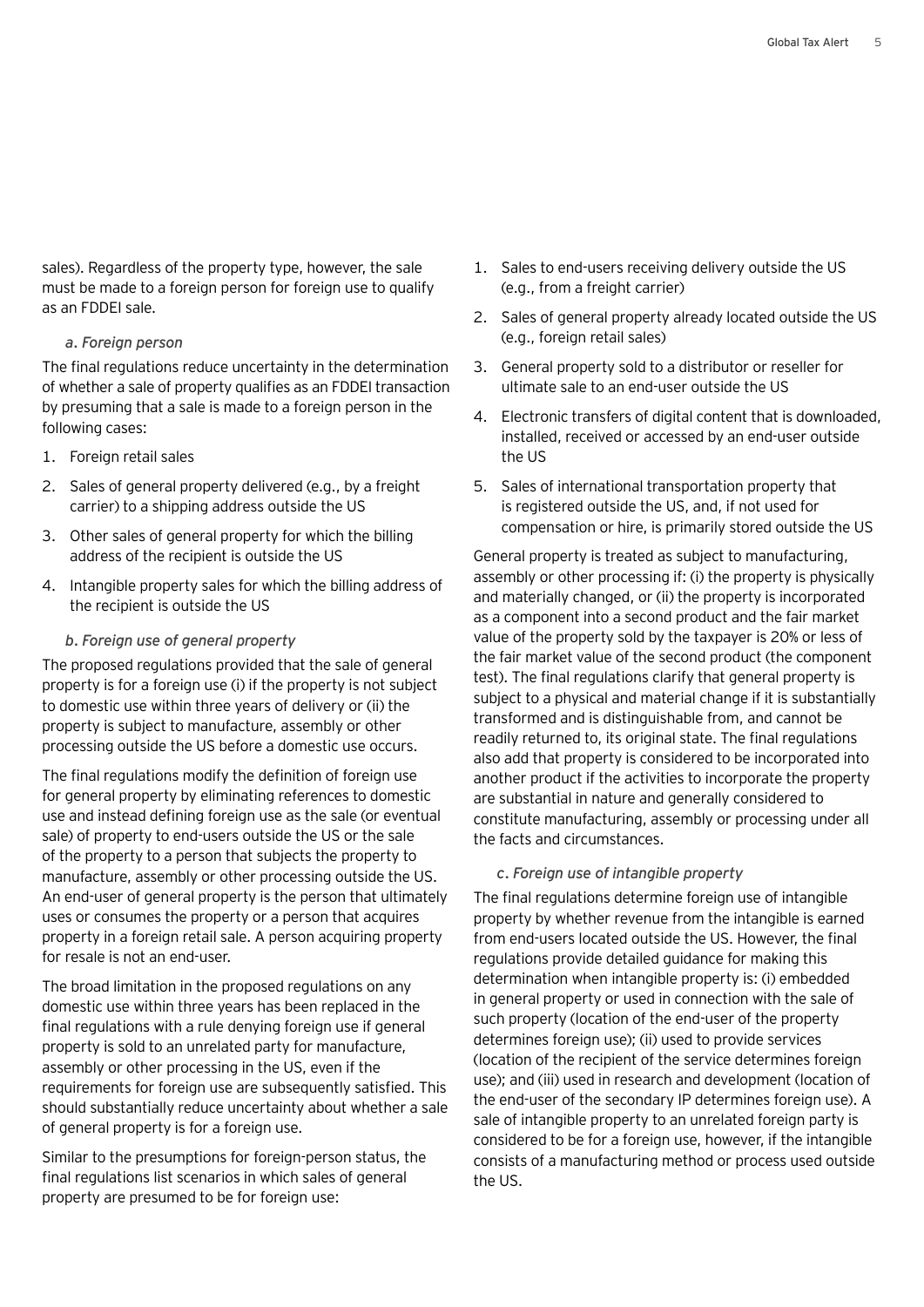sales). Regardless of the property type, however, the sale must be made to a foreign person for foreign use to qualify as an FDDEI sale.

#### *a. Foreign person*

The final regulations reduce uncertainty in the determination of whether a sale of property qualifies as an FDDEI transaction by presuming that a sale is made to a foreign person in the following cases:

1. Foreign retail sales
2. Sales of general property delivered (e.g., by a freight carrier) to a shipping address outside the US
3. Other sales of general property for which the billing address of the recipient is outside the US
4. Intangible property sales for which the billing address of the recipient is outside the US

#### *b. Foreign use of general property*

The proposed regulations provided that the sale of general property is for a foreign use (i) if the property is not subject to domestic use within three years of delivery or (ii) the property is subject to manufacture, assembly or other processing outside the US before a domestic use occurs.

The final regulations modify the definition of foreign use for general property by eliminating references to domestic use and instead defining foreign use as the sale (or eventual sale) of property to end-users outside the US or the sale of the property to a person that subjects the property to manufacture, assembly or other processing outside the US. An end-user of general property is the person that ultimately uses or consumes the property or a person that acquires property in a foreign retail sale. A person acquiring property for resale is not an end-user.

The broad limitation in the proposed regulations on any domestic use within three years has been replaced in the final regulations with a rule denying foreign use if general property is sold to an unrelated party for manufacture, assembly or other processing in the US, even if the requirements for foreign use are subsequently satisfied. This should substantially reduce uncertainty about whether a sale of general property is for a foreign use.

Similar to the presumptions for foreign-person status, the final regulations list scenarios in which sales of general property are presumed to be for foreign use:

1. Sales to end-users receiving delivery outside the US (e.g., from a freight carrier)
2. Sales of general property already located outside the US (e.g., foreign retail sales)
3. General property sold to a distributor or reseller for ultimate sale to an end-user outside the US
4. Electronic transfers of digital content that is downloaded, installed, received or accessed by an end-user outside the US
5. Sales of international transportation property that is registered outside the US, and, if not used for compensation or hire, is primarily stored outside the US

General property is treated as subject to manufacturing, assembly or other processing if: (i) the property is physically and materially changed, or (ii) the property is incorporated as a component into a second product and the fair market value of the property sold by the taxpayer is 20% or less of the fair market value of the second product (the component test). The final regulations clarify that general property is subject to a physical and material change if it is substantially transformed and is distinguishable from, and cannot be readily returned to, its original state. The final regulations also add that property is considered to be incorporated into another product if the activities to incorporate the property are substantial in nature and generally considered to constitute manufacturing, assembly or processing under all the facts and circumstances.

#### *c. Foreign use of intangible property*

The final regulations determine foreign use of intangible property by whether revenue from the intangible is earned from end-users located outside the US. However, the final regulations provide detailed guidance for making this determination when intangible property is: (i) embedded in general property or used in connection with the sale of such property (location of the end-user of the property determines foreign use); (ii) used to provide services (location of the recipient of the service determines foreign use); and (iii) used in research and development (location of the end-user of the secondary IP determines foreign use). A sale of intangible property to an unrelated foreign party is considered to be for a foreign use, however, if the intangible consists of a manufacturing method or process used outside the US.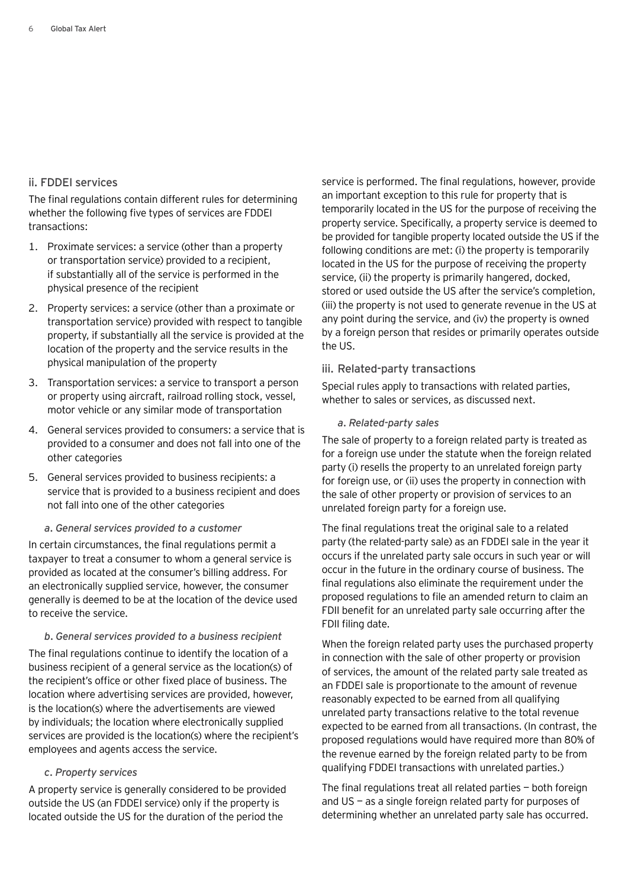### ii. FDDEI services

The final regulations contain different rules for determining whether the following five types of services are FDDEI transactions:

1. Proximate services: a service (other than a property or transportation service) provided to a recipient, if substantially all of the service is performed in the physical presence of the recipient
2. Property services: a service (other than a proximate or transportation service) provided with respect to tangible property, if substantially all the service is provided at the location of the property and the service results in the physical manipulation of the property
3. Transportation services: a service to transport a person or property using aircraft, railroad rolling stock, vessel, motor vehicle or any similar mode of transportation
4. General services provided to consumers: a service that is provided to a consumer and does not fall into one of the other categories
5. General services provided to business recipients: a service that is provided to a business recipient and does not fall into one of the other categories

#### *a. General services provided to a customer*

In certain circumstances, the final regulations permit a taxpayer to treat a consumer to whom a general service is provided as located at the consumer's billing address. For an electronically supplied service, however, the consumer generally is deemed to be at the location of the device used to receive the service.

#### *b. General services provided to a business recipient*

The final regulations continue to identify the location of a business recipient of a general service as the location(s) of the recipient's office or other fixed place of business. The location where advertising services are provided, however, is the location(s) where the advertisements are viewed by individuals; the location where electronically supplied services are provided is the location(s) where the recipient's employees and agents access the service.

#### *c. Property services*

A property service is generally considered to be provided outside the US (an FDDEI service) only if the property is located outside the US for the duration of the period the service is performed. The final regulations, however, provide an important exception to this rule for property that is temporarily located in the US for the purpose of receiving the property service. Specifically, a property service is deemed to be provided for tangible property located outside the US if the following conditions are met: (i) the property is temporarily located in the US for the purpose of receiving the property service, (ii) the property is primarily hangered, docked, stored or used outside the US after the service's completion, (iii) the property is not used to generate revenue in the US at any point during the service, and (iv) the property is owned by a foreign person that resides or primarily operates outside the US.

### iii. Related-party transactions

Special rules apply to transactions with related parties, whether to sales or services, as discussed next.

#### *a. Related-party sales*

The sale of property to a foreign related party is treated as for a foreign use under the statute when the foreign related party (i) resells the property to an unrelated foreign party for foreign use, or (ii) uses the property in connection with the sale of other property or provision of services to an unrelated foreign party for a foreign use.

The final regulations treat the original sale to a related party (the related-party sale) as an FDDEI sale in the year it occurs if the unrelated party sale occurs in such year or will occur in the future in the ordinary course of business. The final regulations also eliminate the requirement under the proposed regulations to file an amended return to claim an FDII benefit for an unrelated party sale occurring after the FDII filing date.

When the foreign related party uses the purchased property in connection with the sale of other property or provision of services, the amount of the related party sale treated as an FDDEI sale is proportionate to the amount of revenue reasonably expected to be earned from all qualifying unrelated party transactions relative to the total revenue expected to be earned from all transactions. (In contrast, the proposed regulations would have required more than 80% of the revenue earned by the foreign related party to be from qualifying FDDEI transactions with unrelated parties.)

The final regulations treat all related parties — both foreign and US — as a single foreign related party for purposes of determining whether an unrelated party sale has occurred.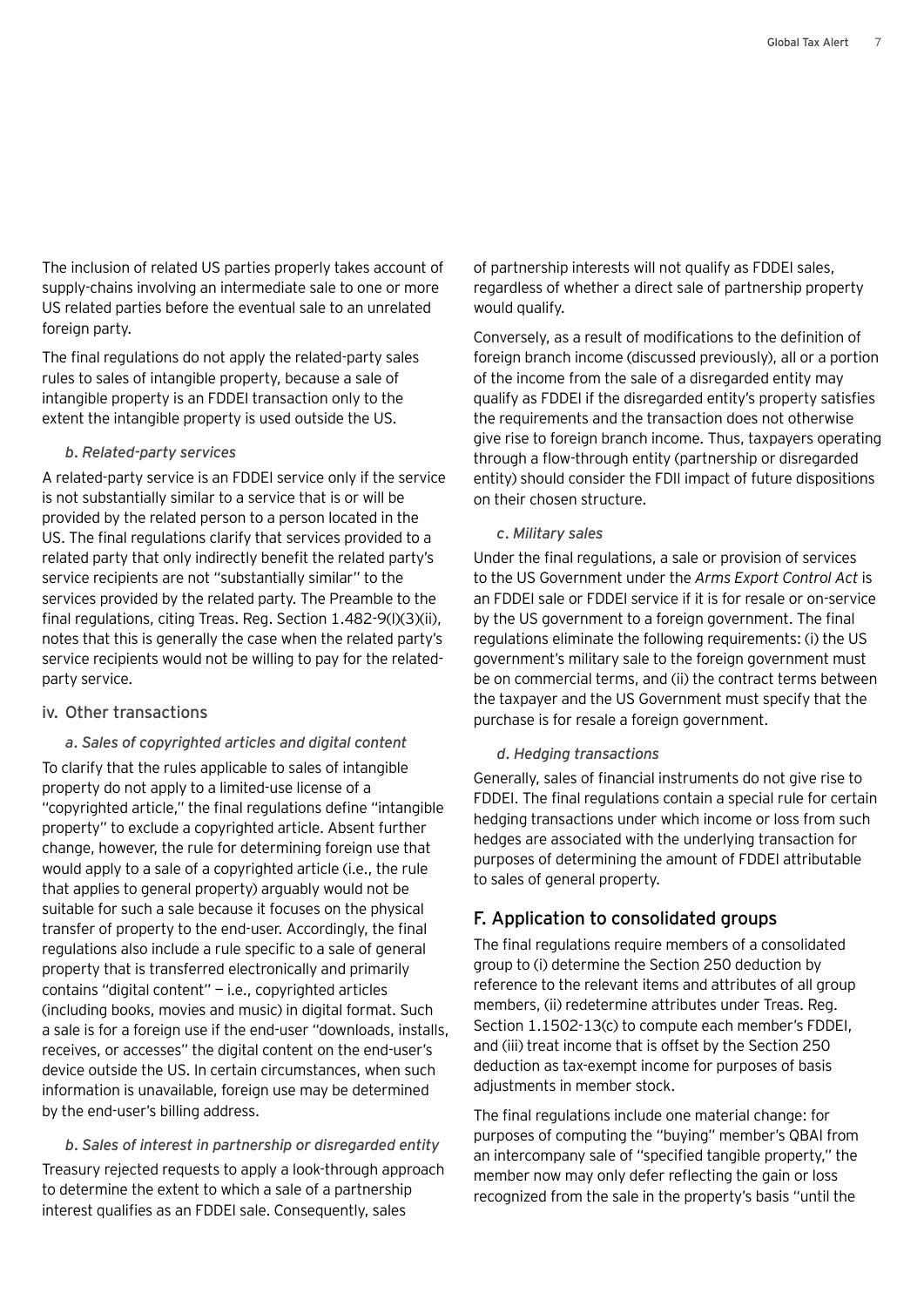The inclusion of related US parties properly takes account of supply-chains involving an intermediate sale to one or more US related parties before the eventual sale to an unrelated foreign party.

The final regulations do not apply the related-party sales rules to sales of intangible property, because a sale of intangible property is an FDDEI transaction only to the extent the intangible property is used outside the US.

*b. Related-party services*

A related-party service is an FDDEI service only if the service is not substantially similar to a service that is or will be provided by the related person to a person located in the US. The final regulations clarify that services provided to a related party that only indirectly benefit the related party's service recipients are not "substantially similar" to the services provided by the related party. The Preamble to the final regulations, citing Treas. Reg. Section 1.482-9(l)(3)(ii), notes that this is generally the case when the related party's service recipients would not be willing to pay for the related-party service.

### iv. Other transactions

*a. Sales of copyrighted articles and digital content*

To clarify that the rules applicable to sales of intangible property do not apply to a limited-use license of a "copyrighted article," the final regulations define "intangible property" to exclude a copyrighted article. Absent further change, however, the rule for determining foreign use that would apply to a sale of a copyrighted article (i.e., the rule that applies to general property) arguably would not be suitable for such a sale because it focuses on the physical transfer of property to the end-user. Accordingly, the final regulations also include a rule specific to a sale of general property that is transferred electronically and primarily contains "digital content" — i.e., copyrighted articles (including books, movies and music) in digital format. Such a sale is for a foreign use if the end-user "downloads, installs, receives, or accesses" the digital content on the end-user's device outside the US. In certain circumstances, when such information is unavailable, foreign use may be determined by the end-user's billing address.

*b. Sales of interest in partnership or disregarded entity*

Treasury rejected requests to apply a look-through approach to determine the extent to which a sale of a partnership interest qualifies as an FDDEI sale. Consequently, sales of partnership interests will not qualify as FDDEI sales, regardless of whether a direct sale of partnership property would qualify.

Conversely, as a result of modifications to the definition of foreign branch income (discussed previously), all or a portion of the income from the sale of a disregarded entity may qualify as FDDEI if the disregarded entity's property satisfies the requirements and the transaction does not otherwise give rise to foreign branch income. Thus, taxpayers operating through a flow-through entity (partnership or disregarded entity) should consider the FDII impact of future dispositions on their chosen structure.

*c. Military sales*

Under the final regulations, a sale or provision of services to the US Government under the *Arms Export Control Act* is an FDDEI sale or FDDEI service if it is for resale or on-service by the US government to a foreign government. The final regulations eliminate the following requirements: (i) the US government's military sale to the foreign government must be on commercial terms, and (ii) the contract terms between the taxpayer and the US Government must specify that the purchase is for resale a foreign government.

*d. Hedging transactions*

Generally, sales of financial instruments do not give rise to FDDEI. The final regulations contain a special rule for certain hedging transactions under which income or loss from such hedges are associated with the underlying transaction for purposes of determining the amount of FDDEI attributable to sales of general property.

## F. Application to consolidated groups

The final regulations require members of a consolidated group to (i) determine the Section 250 deduction by reference to the relevant items and attributes of all group members, (ii) redetermine attributes under Treas. Reg. Section 1.1502-13(c) to compute each member's FDDEI, and (iii) treat income that is offset by the Section 250 deduction as tax-exempt income for purposes of basis adjustments in member stock.

The final regulations include one material change: for purposes of computing the "buying" member's QBAI from an intercompany sale of "specified tangible property," the member now may only defer reflecting the gain or loss recognized from the sale in the property's basis "until the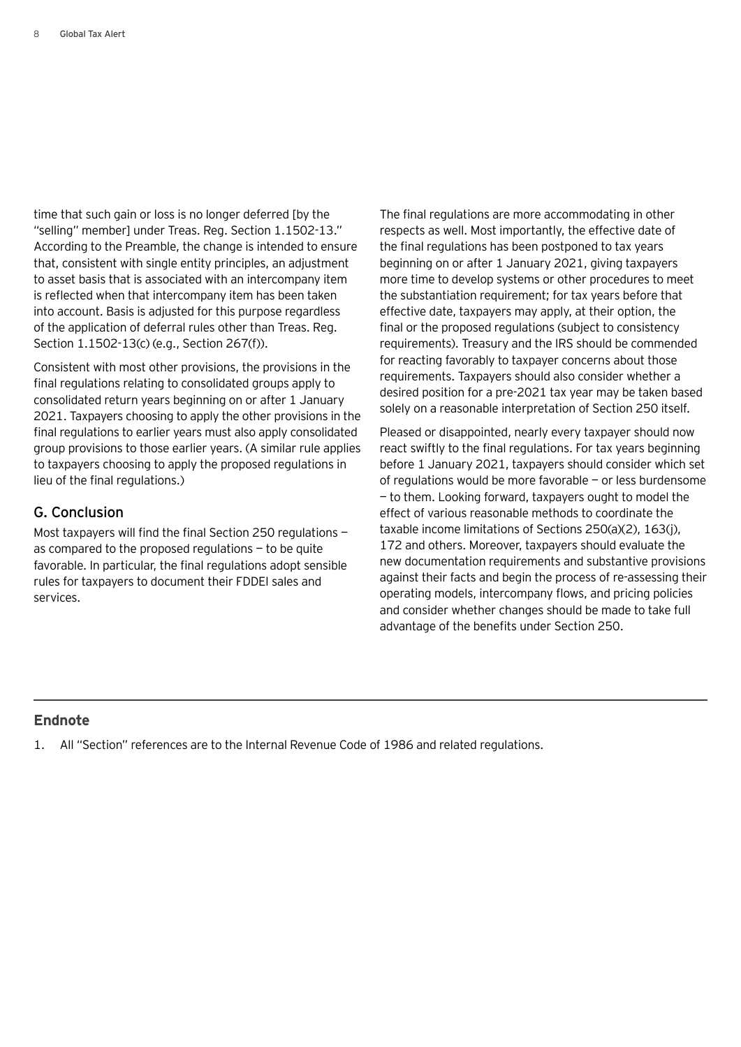time that such gain or loss is no longer deferred [by the "selling" member] under Treas. Reg. Section 1.1502-13." According to the Preamble, the change is intended to ensure that, consistent with single entity principles, an adjustment to asset basis that is associated with an intercompany item is reflected when that intercompany item has been taken into account. Basis is adjusted for this purpose regardless of the application of deferral rules other than Treas. Reg. Section 1.1502-13(c) (e.g., Section 267(f)).

Consistent with most other provisions, the provisions in the final regulations relating to consolidated groups apply to consolidated return years beginning on or after 1 January 2021. Taxpayers choosing to apply the other provisions in the final regulations to earlier years must also apply consolidated group provisions to those earlier years. (A similar rule applies to taxpayers choosing to apply the proposed regulations in lieu of the final regulations.)

## G. Conclusion

Most taxpayers will find the final Section 250 regulations — as compared to the proposed regulations — to be quite favorable. In particular, the final regulations adopt sensible rules for taxpayers to document their FDDEI sales and services.

The final regulations are more accommodating in other respects as well. Most importantly, the effective date of the final regulations has been postponed to tax years beginning on or after 1 January 2021, giving taxpayers more time to develop systems or other procedures to meet the substantiation requirement; for tax years before that effective date, taxpayers may apply, at their option, the final or the proposed regulations (subject to consistency requirements). Treasury and the IRS should be commended for reacting favorably to taxpayer concerns about those requirements. Taxpayers should also consider whether a desired position for a pre-2021 tax year may be taken based solely on a reasonable interpretation of Section 250 itself.

Pleased or disappointed, nearly every taxpayer should now react swiftly to the final regulations. For tax years beginning before 1 January 2021, taxpayers should consider which set of regulations would be more favorable — or less burdensome — to them. Looking forward, taxpayers ought to model the effect of various reasonable methods to coordinate the taxable income limitations of Sections 250(a)(2), 163(j), 172 and others. Moreover, taxpayers should evaluate the new documentation requirements and substantive provisions against their facts and begin the process of re-assessing their operating models, intercompany flows, and pricing policies and consider whether changes should be made to take full advantage of the benefits under Section 250.

## Endnote

1. All "Section" references are to the Internal Revenue Code of 1986 and related regulations.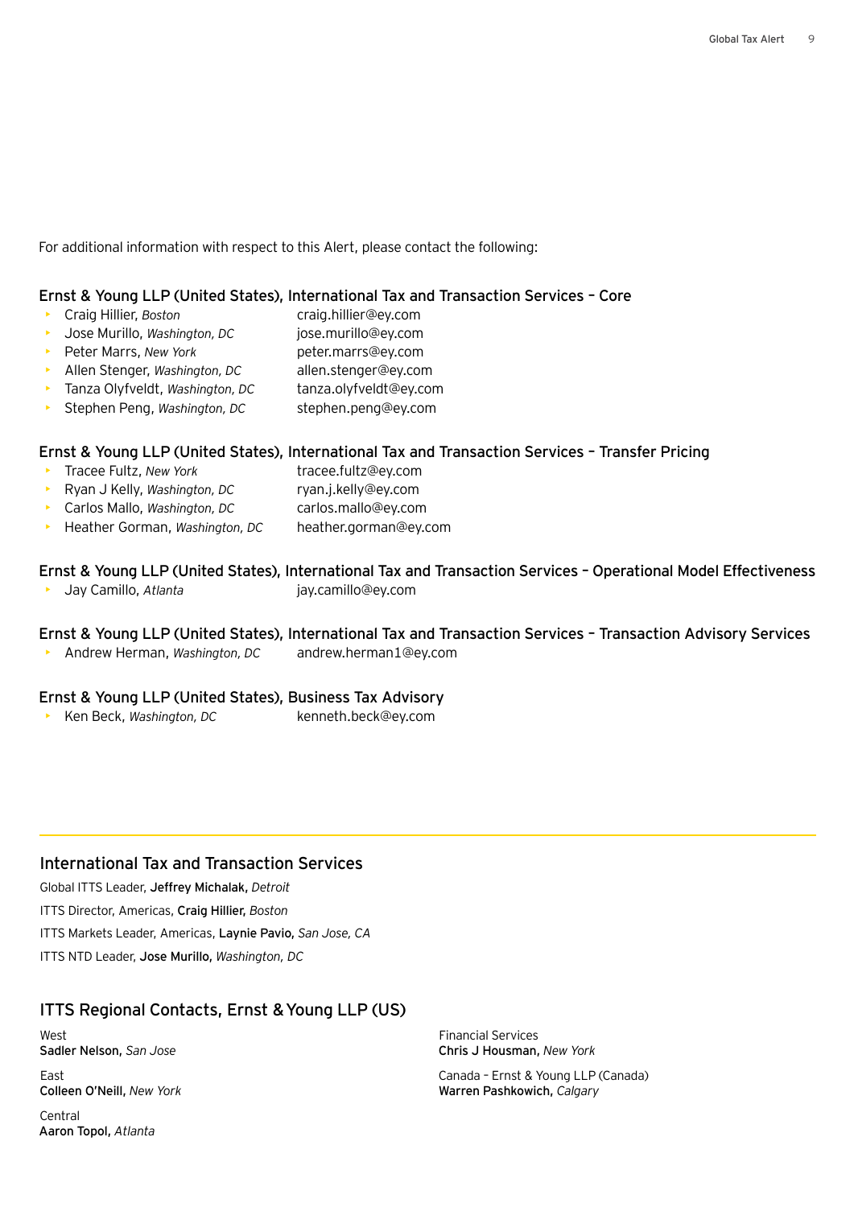For additional information with respect to this Alert, please contact the following:

### Ernst & Young LLP (United States), International Tax and Transaction Services – Core

- Craig Hillier, *Boston* craig.hillier@ey.com
- Jose Murillo, *Washington, DC* jose.murillo@ey.com
- Peter Marrs, *New York* peter.marrs@ey.com
- Allen Stenger, *Washington, DC* allen.stenger@ey.com
- Tanza Olyfveldt, *Washington, DC* tanza.olyfveldt@ey.com
- Stephen Peng, *Washington, DC* stephen.peng@ey.com

### Ernst & Young LLP (United States), International Tax and Transaction Services – Transfer Pricing

- Tracee Fultz, *New York* tracee.fultz@ey.com
- Ryan J Kelly, *Washington, DC* ryan.j.kelly@ey.com
- Carlos Mallo, *Washington, DC* carlos.mallo@ey.com
- Heather Gorman, *Washington, DC* heather.gorman@ey.com

### Ernst & Young LLP (United States), International Tax and Transaction Services – Operational Model Effectiveness

- Jay Camillo, *Atlanta* jay.camillo@ey.com

### Ernst & Young LLP (United States), International Tax and Transaction Services – Transaction Advisory Services

- Andrew Herman, *Washington, DC* andrew.herman1@ey.com

### Ernst & Young LLP (United States), Business Tax Advisory

- Ken Beck, *Washington, DC* kenneth.beck@ey.com

## International Tax and Transaction Services

Global ITTS Leader, **Jeffrey Michalak,** *Detroit*

ITTS Director, Americas, **Craig Hillier,** *Boston*

ITTS Markets Leader, Americas, **Laynie Pavio,** *San Jose, CA*

ITTS NTD Leader, **Jose Murillo,** *Washington, DC*

## ITTS Regional Contacts, Ernst & Young LLP (US)

West
**Sadler Nelson,** *San Jose*

East
**Colleen O'Neill,** *New York*

Central
**Aaron Topol,** *Atlanta*

Financial Services
**Chris J Housman,** *New York*

Canada – Ernst & Young LLP (Canada)
**Warren Pashkowich,** *Calgary*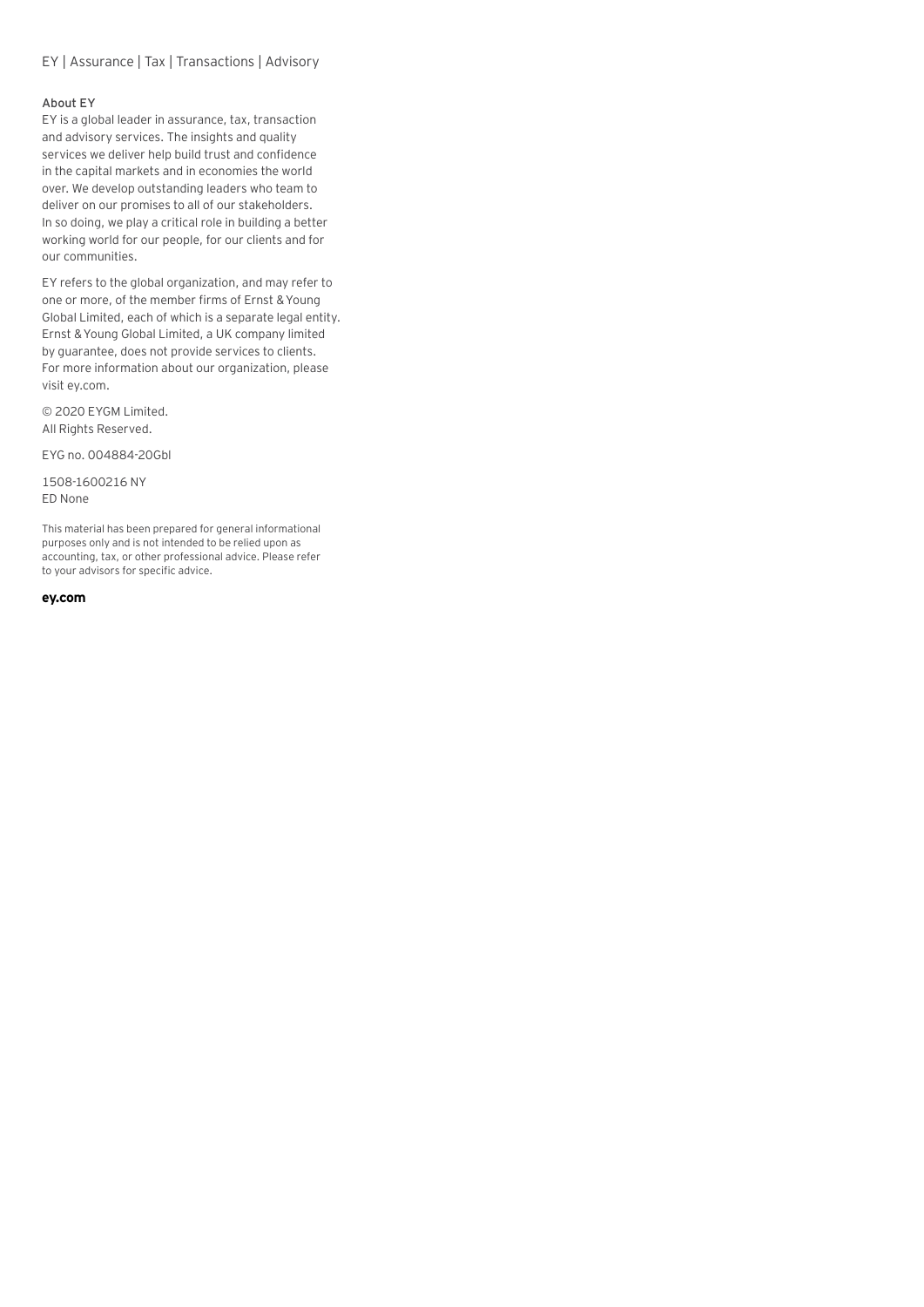EY | Assurance | Tax | Transactions | Advisory

## About EY

EY is a global leader in assurance, tax, transaction and advisory services. The insights and quality services we deliver help build trust and confidence in the capital markets and in economies the world over. We develop outstanding leaders who team to deliver on our promises to all of our stakeholders. In so doing, we play a critical role in building a better working world for our people, for our clients and for our communities.

EY refers to the global organization, and may refer to one or more, of the member firms of Ernst & Young Global Limited, each of which is a separate legal entity. Ernst & Young Global Limited, a UK company limited by guarantee, does not provide services to clients. For more information about our organization, please visit ey.com.

© 2020 EYGM Limited.
All Rights Reserved.

EYG no. 004884-20Gbl

1508-1600216 NY
ED None

This material has been prepared for general informational purposes only and is not intended to be relied upon as accounting, tax, or other professional advice. Please refer to your advisors for specific advice.

**ey.com**